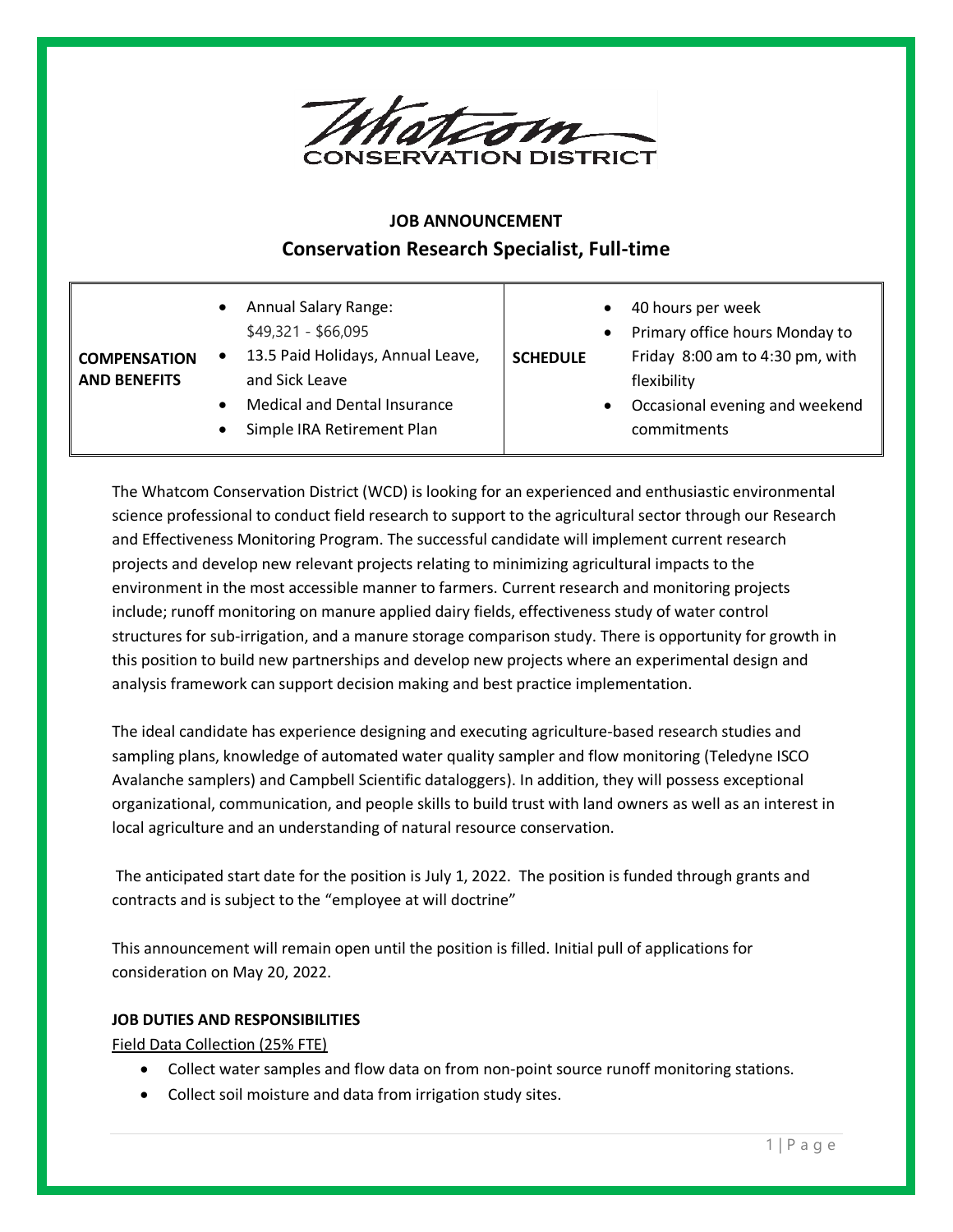Whatcom CONSERVATION DISTRICT

**JOB ANNOUNCEMENT**

## Conservation Research Specialist, Full-time

| **COMPENSATION AND BENEFITS** | <ul><li>Annual Salary Range: $49,321 - $66,095</li><li>13.5 Paid Holidays, Annual Leave, and Sick Leave</li><li>Medical and Dental Insurance</li><li>Simple IRA Retirement Plan</li></ul> | **SCHEDULE** | <ul><li>40 hours per week</li><li>Primary office hours Monday to Friday 8:00 am to 4:30 pm, with flexibility</li><li>Occasional evening and weekend commitments</li></ul> |
|---|---|---|---|

The Whatcom Conservation District (WCD) is looking for an experienced and enthusiastic environmental science professional to conduct field research to support to the agricultural sector through our Research and Effectiveness Monitoring Program. The successful candidate will implement current research projects and develop new relevant projects relating to minimizing agricultural impacts to the environment in the most accessible manner to farmers. Current research and monitoring projects include; runoff monitoring on manure applied dairy fields, effectiveness study of water control structures for sub-irrigation, and a manure storage comparison study. There is opportunity for growth in this position to build new partnerships and develop new projects where an experimental design and analysis framework can support decision making and best practice implementation.

The ideal candidate has experience designing and executing agriculture-based research studies and sampling plans, knowledge of automated water quality sampler and flow monitoring (Teledyne ISCO Avalanche samplers) and Campbell Scientific dataloggers). In addition, they will possess exceptional organizational, communication, and people skills to build trust with land owners as well as an interest in local agriculture and an understanding of natural resource conservation.

The anticipated start date for the position is July 1, 2022. The position is funded through grants and contracts and is subject to the "employee at will doctrine"

This announcement will remain open until the position is filled. Initial pull of applications for consideration on May 20, 2022.

**JOB DUTIES AND RESPONSIBILITIES**

Field Data Collection (25% FTE)

- Collect water samples and flow data on from non-point source runoff monitoring stations.
- Collect soil moisture and data from irrigation study sites.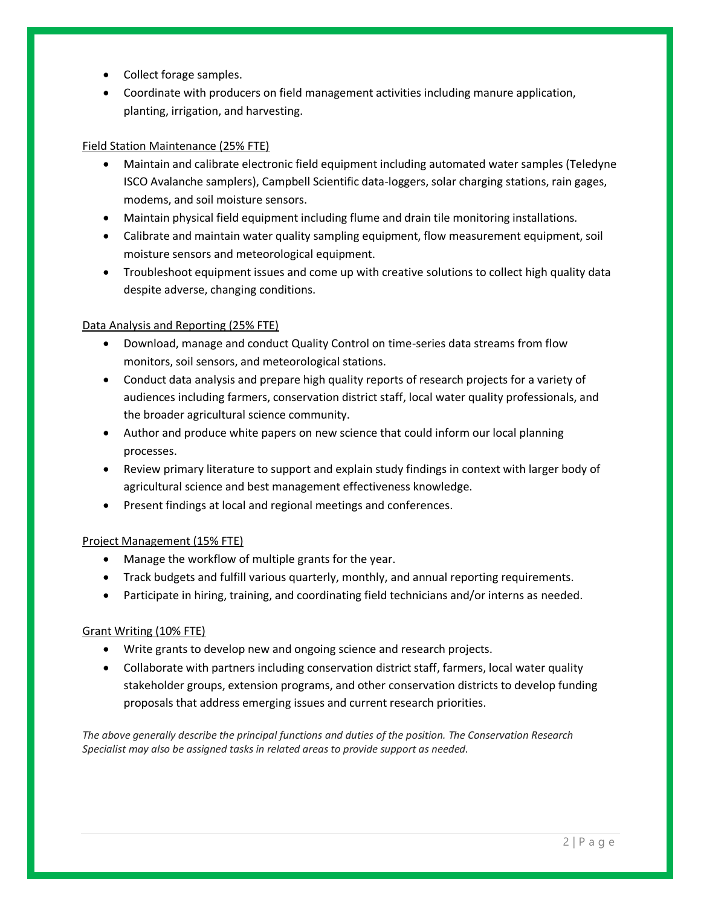- Collect forage samples.
- Coordinate with producers on field management activities including manure application, planting, irrigation, and harvesting.

<u>Field Station Maintenance (25% FTE)</u>

- Maintain and calibrate electronic field equipment including automated water samples (Teledyne ISCO Avalanche samplers), Campbell Scientific data-loggers, solar charging stations, rain gages, modems, and soil moisture sensors.
- Maintain physical field equipment including flume and drain tile monitoring installations.
- Calibrate and maintain water quality sampling equipment, flow measurement equipment, soil moisture sensors and meteorological equipment.
- Troubleshoot equipment issues and come up with creative solutions to collect high quality data despite adverse, changing conditions.

<u>Data Analysis and Reporting (25% FTE)</u>

- Download, manage and conduct Quality Control on time-series data streams from flow monitors, soil sensors, and meteorological stations.
- Conduct data analysis and prepare high quality reports of research projects for a variety of audiences including farmers, conservation district staff, local water quality professionals, and the broader agricultural science community.
- Author and produce white papers on new science that could inform our local planning processes.
- Review primary literature to support and explain study findings in context with larger body of agricultural science and best management effectiveness knowledge.
- Present findings at local and regional meetings and conferences.

<u>Project Management (15% FTE)</u>

- Manage the workflow of multiple grants for the year.
- Track budgets and fulfill various quarterly, monthly, and annual reporting requirements.
- Participate in hiring, training, and coordinating field technicians and/or interns as needed.

<u>Grant Writing (10% FTE)</u>

- Write grants to develop new and ongoing science and research projects.
- Collaborate with partners including conservation district staff, farmers, local water quality stakeholder groups, extension programs, and other conservation districts to develop funding proposals that address emerging issues and current research priorities.

*The above generally describe the principal functions and duties of the position. The Conservation Research Specialist may also be assigned tasks in related areas to provide support as needed.*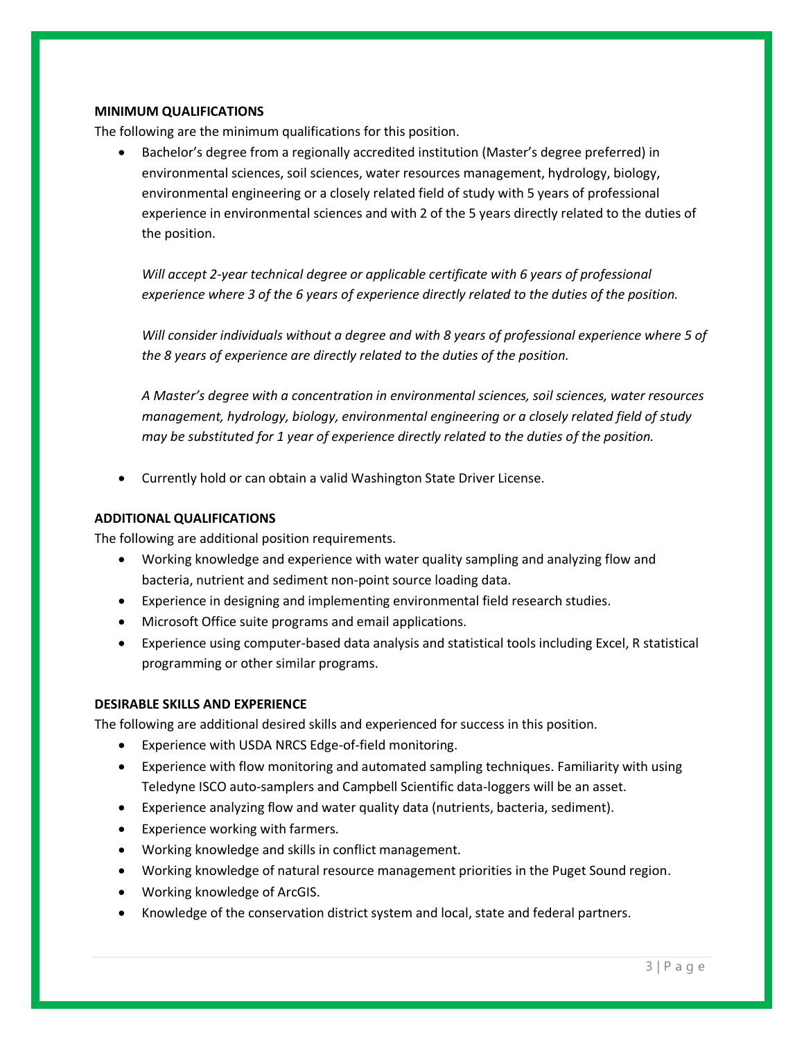**MINIMUM QUALIFICATIONS**

The following are the minimum qualifications for this position.

- Bachelor's degree from a regionally accredited institution (Master's degree preferred) in environmental sciences, soil sciences, water resources management, hydrology, biology, environmental engineering or a closely related field of study with 5 years of professional experience in environmental sciences and with 2 of the 5 years directly related to the duties of the position.

  *Will accept 2-year technical degree or applicable certificate with 6 years of professional experience where 3 of the 6 years of experience directly related to the duties of the position.*

  *Will consider individuals without a degree and with 8 years of professional experience where 5 of the 8 years of experience are directly related to the duties of the position.*

  *A Master's degree with a concentration in environmental sciences, soil sciences, water resources management, hydrology, biology, environmental engineering or a closely related field of study may be substituted for 1 year of experience directly related to the duties of the position.*

- Currently hold or can obtain a valid Washington State Driver License.

**ADDITIONAL QUALIFICATIONS**

The following are additional position requirements.

- Working knowledge and experience with water quality sampling and analyzing flow and bacteria, nutrient and sediment non-point source loading data.
- Experience in designing and implementing environmental field research studies.
- Microsoft Office suite programs and email applications.
- Experience using computer-based data analysis and statistical tools including Excel, R statistical programming or other similar programs.

**DESIRABLE SKILLS AND EXPERIENCE**

The following are additional desired skills and experienced for success in this position.

- Experience with USDA NRCS Edge-of-field monitoring.
- Experience with flow monitoring and automated sampling techniques. Familiarity with using Teledyne ISCO auto-samplers and Campbell Scientific data-loggers will be an asset.
- Experience analyzing flow and water quality data (nutrients, bacteria, sediment).
- Experience working with farmers.
- Working knowledge and skills in conflict management.
- Working knowledge of natural resource management priorities in the Puget Sound region.
- Working knowledge of ArcGIS.
- Knowledge of the conservation district system and local, state and federal partners.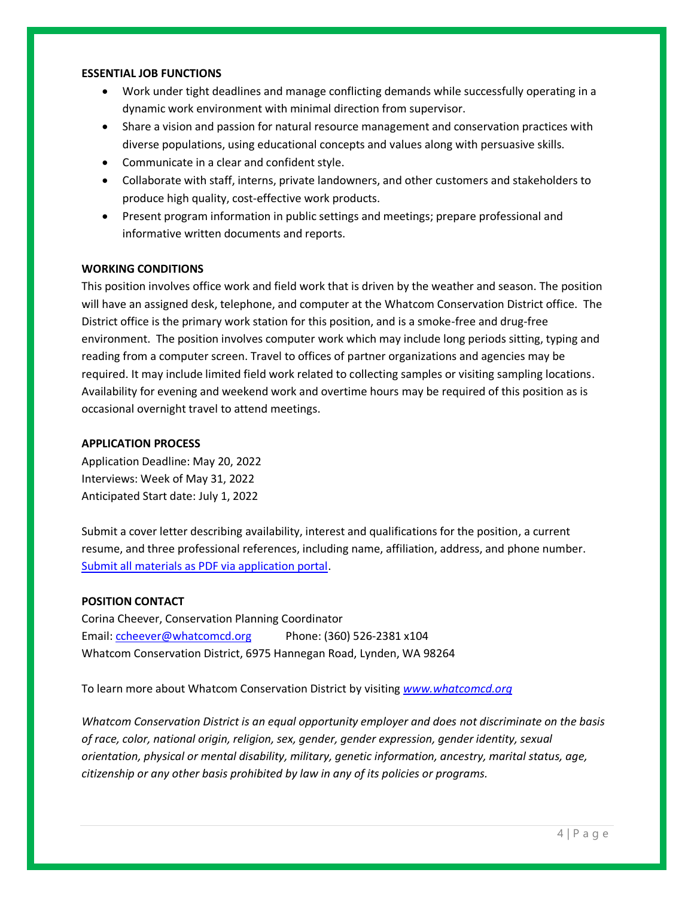**ESSENTIAL JOB FUNCTIONS**

- Work under tight deadlines and manage conflicting demands while successfully operating in a dynamic work environment with minimal direction from supervisor.
- Share a vision and passion for natural resource management and conservation practices with diverse populations, using educational concepts and values along with persuasive skills.
- Communicate in a clear and confident style.
- Collaborate with staff, interns, private landowners, and other customers and stakeholders to produce high quality, cost-effective work products.
- Present program information in public settings and meetings; prepare professional and informative written documents and reports.

**WORKING CONDITIONS**

This position involves office work and field work that is driven by the weather and season. The position will have an assigned desk, telephone, and computer at the Whatcom Conservation District office. The District office is the primary work station for this position, and is a smoke-free and drug-free environment. The position involves computer work which may include long periods sitting, typing and reading from a computer screen. Travel to offices of partner organizations and agencies may be required. It may include limited field work related to collecting samples or visiting sampling locations. Availability for evening and weekend work and overtime hours may be required of this position as is occasional overnight travel to attend meetings.

**APPLICATION PROCESS**

Application Deadline: May 20, 2022
Interviews: Week of May 31, 2022
Anticipated Start date: July 1, 2022

Submit a cover letter describing availability, interest and qualifications for the position, a current resume, and three professional references, including name, affiliation, address, and phone number. Submit all materials as PDF via application portal.

**POSITION CONTACT**

Corina Cheever, Conservation Planning Coordinator
Email: ccheever@whatcomcd.org Phone: (360) 526-2381 x104
Whatcom Conservation District, 6975 Hannegan Road, Lynden, WA 98264

To learn more about Whatcom Conservation District by visiting *www.whatcomcd.org*

*Whatcom Conservation District is an equal opportunity employer and does not discriminate on the basis of race, color, national origin, religion, sex, gender, gender expression, gender identity, sexual orientation, physical or mental disability, military, genetic information, ancestry, marital status, age, citizenship or any other basis prohibited by law in any of its policies or programs.*